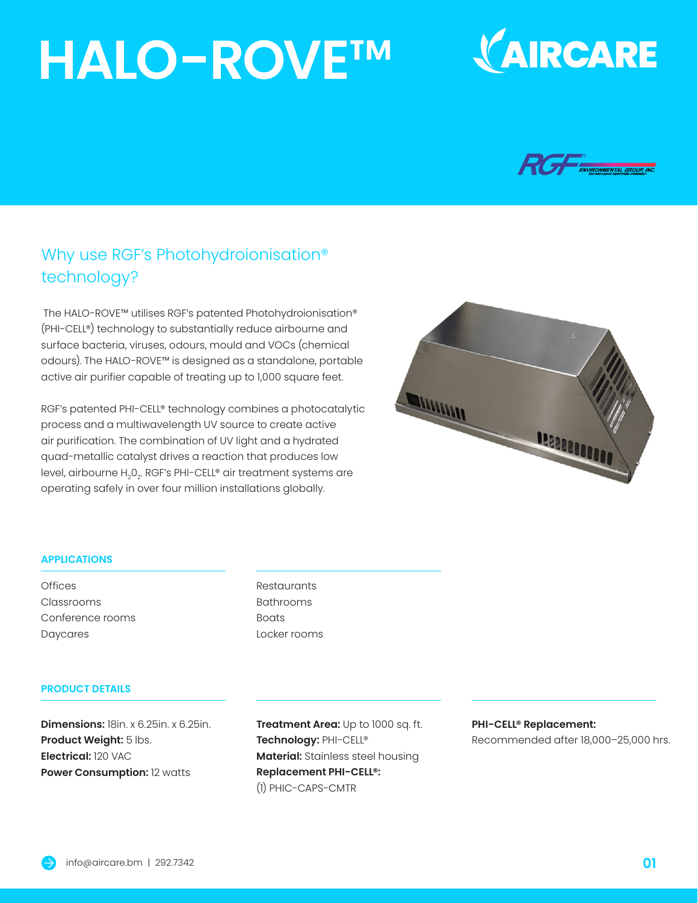# HALO-ROVE™

AIRCARE

RGF® ENVIRONMENTAL GROUP, INC.

## Why use RGF's Photohydroionisation® technology?

The HALO-ROVE™ utilises RGF's patented Photohydroionisation® (PHI-CELL®) technology to substantially reduce airbourne and surface bacteria, viruses, odours, mould and VOCs (chemical odours). The HALO-ROVE™ is designed as a standalone, portable active air purifier capable of treating up to 1,000 square feet.

RGF's patented PHI-CELL® technology combines a photocatalytic process and a multiwavelength UV source to create active air purification. The combination of UV light and a hydrated quad-metallic catalyst drives a reaction that produces low level, airbourne $H_2O_2$. RGF's PHI-CELL® air treatment systems are operating safely in over four million installations globally.

### APPLICATIONS

- Offices
- Classrooms
- Conference rooms
- Daycares
- Restaurants
- Bathrooms
- Boats
- Locker rooms

### PRODUCT DETAILS

**Dimensions:** 18in. x 6.25in. x 6.25in.
**Product Weight:** 5 lbs.
**Electrical:** 120 VAC
**Power Consumption:** 12 watts

**Treatment Area:** Up to 1000 sq. ft.
**Technology:** PHI-CELL®
**Material:** Stainless steel housing
**Replacement PHI-CELL®:**
(1) PHIC-CAPS-CMTR

**PHI-CELL® Replacement:**
Recommended after 18,000–25,000 hrs.

info@aircare.bm | 292.7342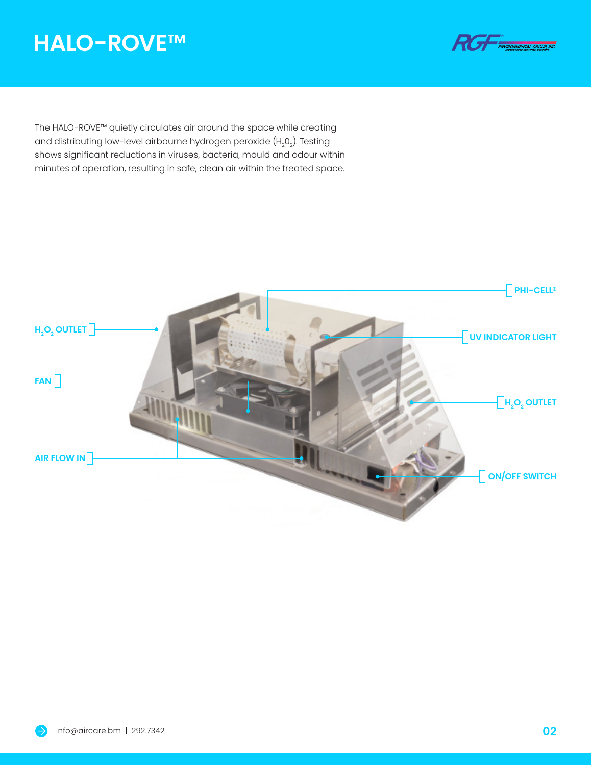# HALO-ROVE™

The HALO-ROVE™ quietly circulates air around the space while creating and distributing low-level airbourne hydrogen peroxide ($H_2O_2$). Testing shows significant reductions in viruses, bacteria, mould and odour within minutes of operation, resulting in safe, clean air within the treated space.

PHI-CELL®

$H_2O_2$ OUTLET

UV INDICATOR LIGHT

FAN

$H_2O_2$ OUTLET

AIR FLOW IN

ON/OFF SWITCH

info@aircare.bm | 292.7342